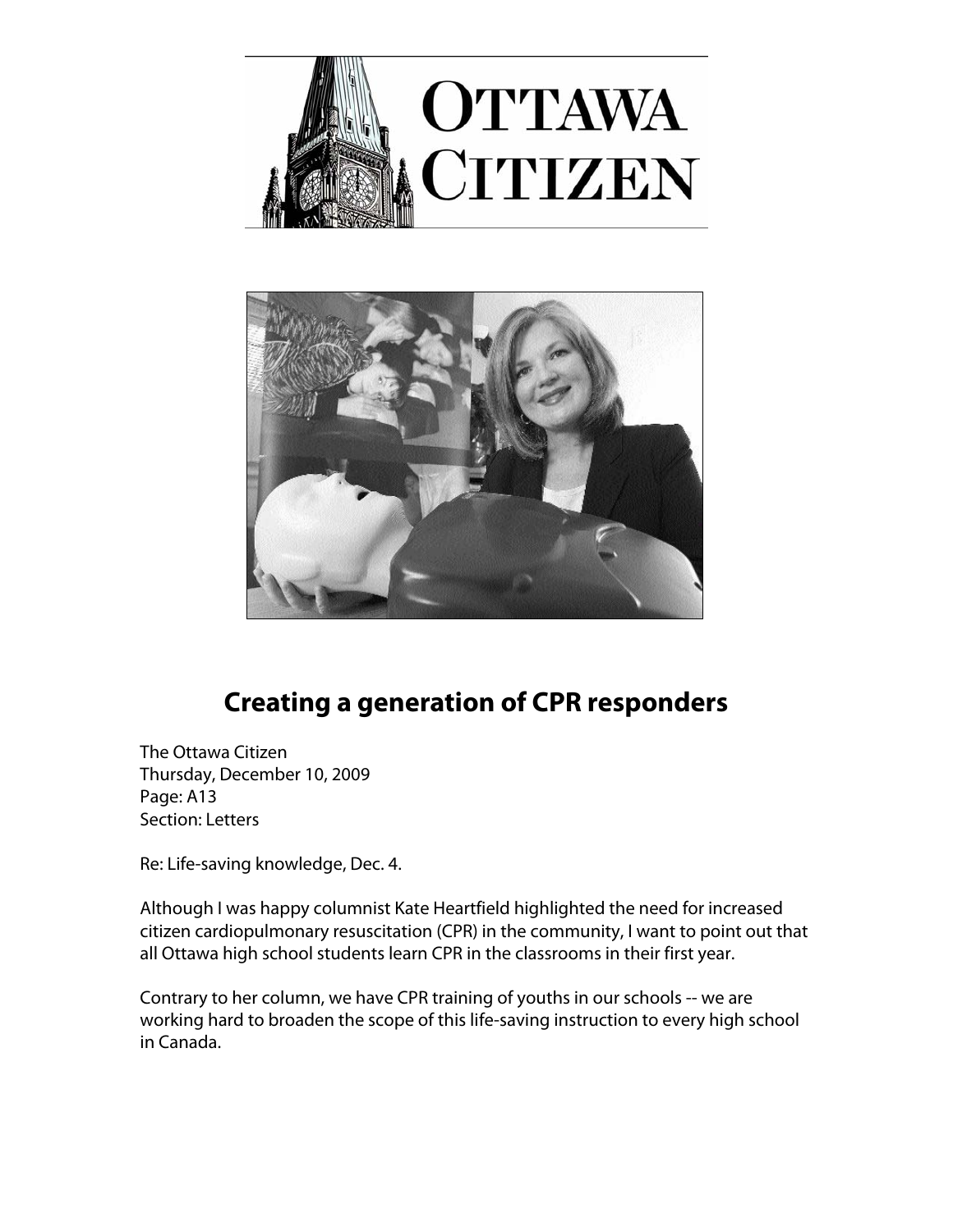# Creating a generation of CPR responders

The Ottawa Citizen
Thursday, December 10, 2009
Page: A13
Section: Letters

Re: Life-saving knowledge, Dec. 4.

Although I was happy columnist Kate Heartfield highlighted the need for increased citizen cardiopulmonary resuscitation (CPR) in the community, I want to point out that all Ottawa high school students learn CPR in the classrooms in their first year.

Contrary to her column, we have CPR training of youths in our schools -- we are working hard to broaden the scope of this life-saving instruction to every high school in Canada.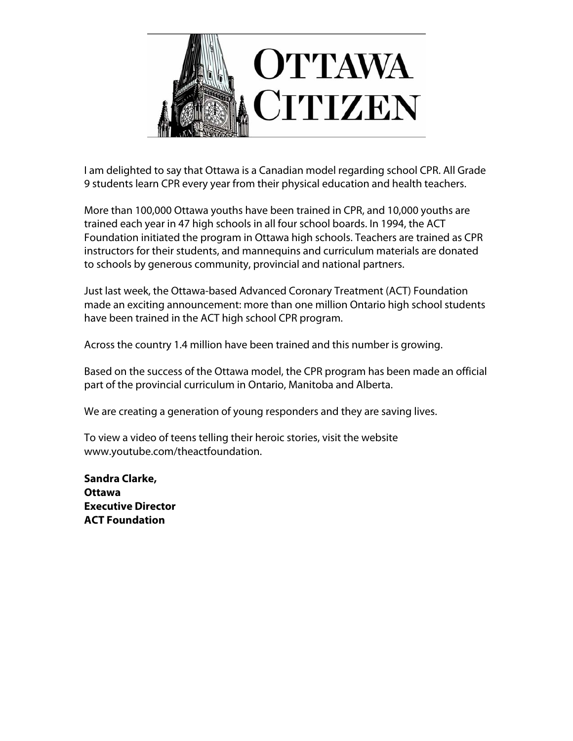# Ottawa Citizen

I am delighted to say that Ottawa is a Canadian model regarding school CPR. All Grade 9 students learn CPR every year from their physical education and health teachers.

More than 100,000 Ottawa youths have been trained in CPR, and 10,000 youths are trained each year in 47 high schools in all four school boards. In 1994, the ACT Foundation initiated the program in Ottawa high schools. Teachers are trained as CPR instructors for their students, and mannequins and curriculum materials are donated to schools by generous community, provincial and national partners.

Just last week, the Ottawa-based Advanced Coronary Treatment (ACT) Foundation made an exciting announcement: more than one million Ontario high school students have been trained in the ACT high school CPR program.

Across the country 1.4 million have been trained and this number is growing.

Based on the success of the Ottawa model, the CPR program has been made an official part of the provincial curriculum in Ontario, Manitoba and Alberta.

We are creating a generation of young responders and they are saving lives.

To view a video of teens telling their heroic stories, visit the website www.youtube.com/theactfoundation.

**Sandra Clarke,**
**Ottawa**
**Executive Director**
**ACT Foundation**